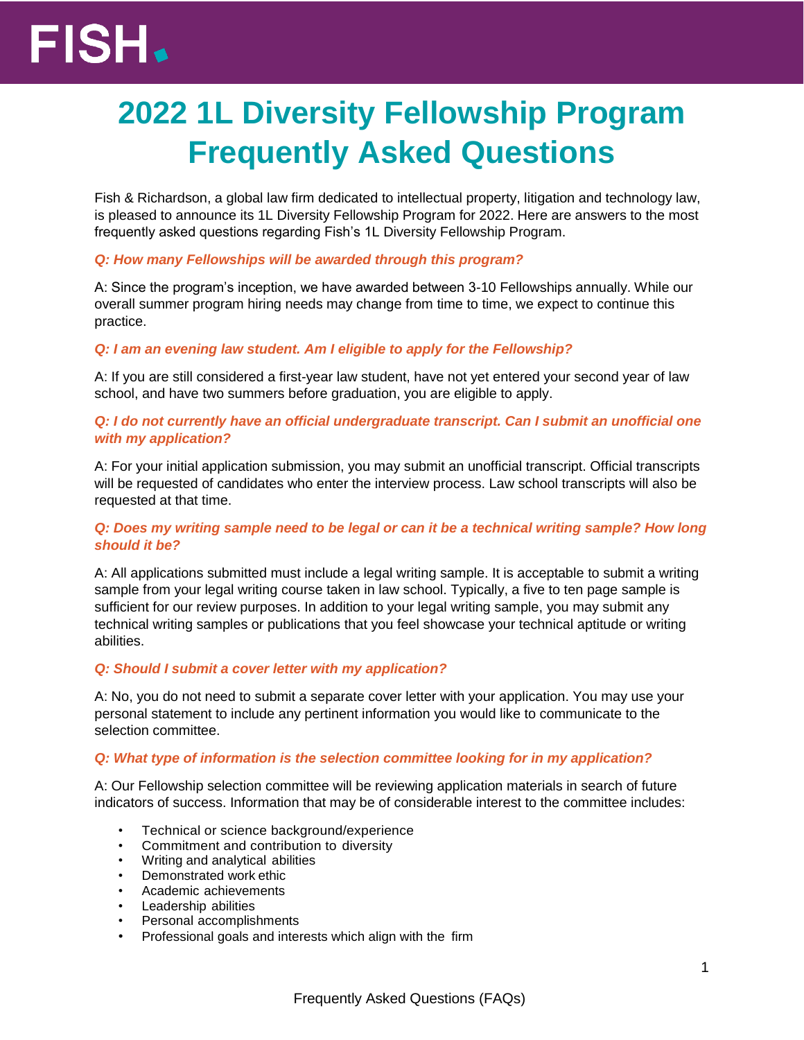FISH.

# 2022 1L Diversity Fellowship Program Frequently Asked Questions

Fish & Richardson, a global law firm dedicated to intellectual property, litigation and technology law, is pleased to announce its 1L Diversity Fellowship Program for 2022. Here are answers to the most frequently asked questions regarding Fish's 1L Diversity Fellowship Program.

***Q: How many Fellowships will be awarded through this program?***

A: Since the program's inception, we have awarded between 3-10 Fellowships annually. While our overall summer program hiring needs may change from time to time, we expect to continue this practice.

***Q: I am an evening law student. Am I eligible to apply for the Fellowship?***

A: If you are still considered a first-year law student, have not yet entered your second year of law school, and have two summers before graduation, you are eligible to apply.

***Q: I do not currently have an official undergraduate transcript. Can I submit an unofficial one with my application?***

A: For your initial application submission, you may submit an unofficial transcript. Official transcripts will be requested of candidates who enter the interview process. Law school transcripts will also be requested at that time.

***Q: Does my writing sample need to be legal or can it be a technical writing sample? How long should it be?***

A: All applications submitted must include a legal writing sample. It is acceptable to submit a writing sample from your legal writing course taken in law school. Typically, a five to ten page sample is sufficient for our review purposes. In addition to your legal writing sample, you may submit any technical writing samples or publications that you feel showcase your technical aptitude or writing abilities.

***Q: Should I submit a cover letter with my application?***

A: No, you do not need to submit a separate cover letter with your application. You may use your personal statement to include any pertinent information you would like to communicate to the selection committee.

***Q: What type of information is the selection committee looking for in my application?***

A: Our Fellowship selection committee will be reviewing application materials in search of future indicators of success. Information that may be of considerable interest to the committee includes:

- Technical or science background/experience
- Commitment and contribution to diversity
- Writing and analytical abilities
- Demonstrated work ethic
- Academic achievements
- Leadership abilities
- Personal accomplishments
- Professional goals and interests which align with the firm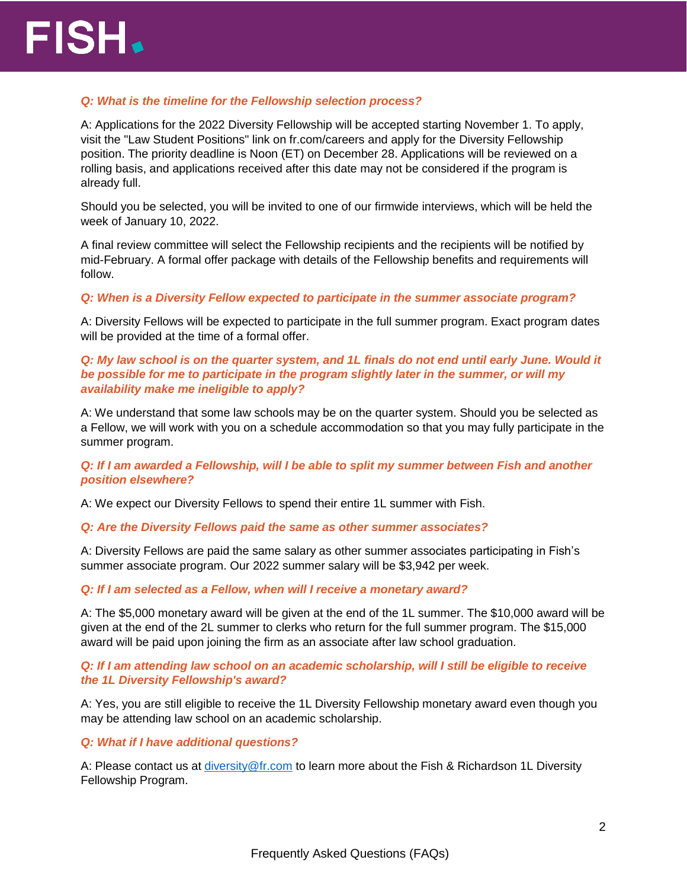***Q: What is the timeline for the Fellowship selection process?***

A: Applications for the 2022 Diversity Fellowship will be accepted starting November 1. To apply, visit the "Law Student Positions" link on fr.com/careers and apply for the Diversity Fellowship position. The priority deadline is Noon (ET) on December 28. Applications will be reviewed on a rolling basis, and applications received after this date may not be considered if the program is already full.

Should you be selected, you will be invited to one of our firmwide interviews, which will be held the week of January 10, 2022.

A final review committee will select the Fellowship recipients and the recipients will be notified by mid-February. A formal offer package with details of the Fellowship benefits and requirements will follow.

***Q: When is a Diversity Fellow expected to participate in the summer associate program?***

A: Diversity Fellows will be expected to participate in the full summer program. Exact program dates will be provided at the time of a formal offer.

***Q: My law school is on the quarter system, and 1L finals do not end until early June. Would it be possible for me to participate in the program slightly later in the summer, or will my availability make me ineligible to apply?***

A: We understand that some law schools may be on the quarter system. Should you be selected as a Fellow, we will work with you on a schedule accommodation so that you may fully participate in the summer program.

***Q: If I am awarded a Fellowship, will I be able to split my summer between Fish and another position elsewhere?***

A: We expect our Diversity Fellows to spend their entire 1L summer with Fish.

***Q: Are the Diversity Fellows paid the same as other summer associates?***

A: Diversity Fellows are paid the same salary as other summer associates participating in Fish's summer associate program. Our 2022 summer salary will be $3,942 per week.

***Q: If I am selected as a Fellow, when will I receive a monetary award?***

A: The $5,000 monetary award will be given at the end of the 1L summer. The $10,000 award will be given at the end of the 2L summer to clerks who return for the full summer program. The $15,000 award will be paid upon joining the firm as an associate after law school graduation.

***Q: If I am attending law school on an academic scholarship, will I still be eligible to receive the 1L Diversity Fellowship's award?***

A: Yes, you are still eligible to receive the 1L Diversity Fellowship monetary award even though you may be attending law school on an academic scholarship.

***Q: What if I have additional questions?***

A: Please contact us at diversity@fr.com to learn more about the Fish & Richardson 1L Diversity Fellowship Program.